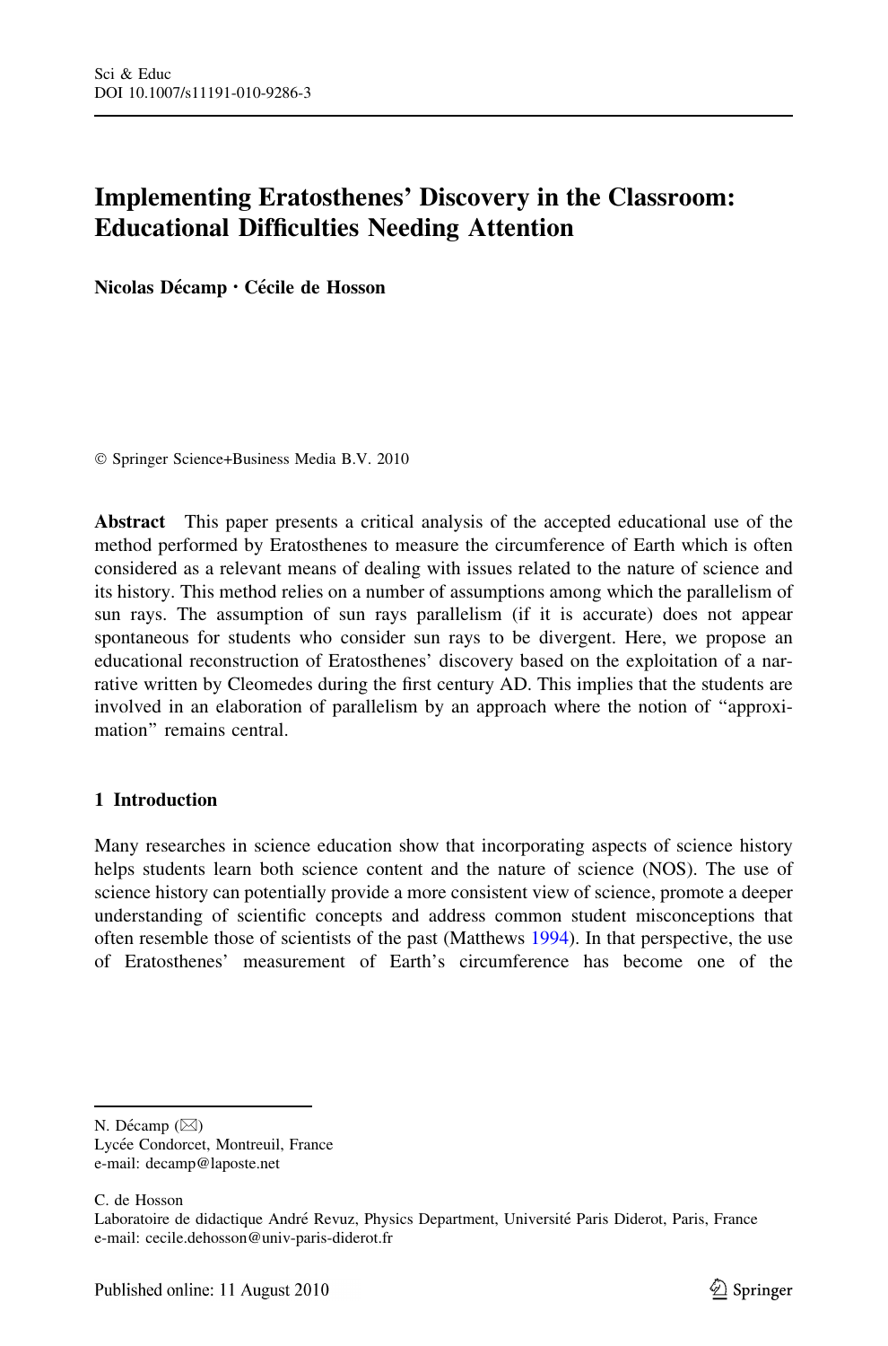# Implementing Eratosthenes' Discovery in the Classroom: Educational Difficulties Needing Attention

**Nicolas Décamp · Cécile de Hosson**

© Springer Science+Business Media B.V. 2010

**Abstract** This paper presents a critical analysis of the accepted educational use of the method performed by Eratosthenes to measure the circumference of Earth which is often considered as a relevant means of dealing with issues related to the nature of science and its history. This method relies on a number of assumptions among which the parallelism of sun rays. The assumption of sun rays parallelism (if it is accurate) does not appear spontaneous for students who consider sun rays to be divergent. Here, we propose an educational reconstruction of Eratosthenes' discovery based on the exploitation of a narrative written by Cleomedes during the first century AD. This implies that the students are involved in an elaboration of parallelism by an approach where the notion of "approximation" remains central.

## 1 Introduction

Many researches in science education show that incorporating aspects of science history helps students learn both science content and the nature of science (NOS). The use of science history can potentially provide a more consistent view of science, promote a deeper understanding of scientific concepts and address common student misconceptions that often resemble those of scientists of the past (Matthews 1994). In that perspective, the use of Eratosthenes' measurement of Earth's circumference has become one of the

---

N. Décamp (✉)
Lycée Condorcet, Montreuil, France
e-mail: decamp@laposte.net

C. de Hosson
Laboratoire de didactique André Revuz, Physics Department, Université Paris Diderot, Paris, France
e-mail: cecile.dehosson@univ-paris-diderot.fr

Published online: 11 August 2010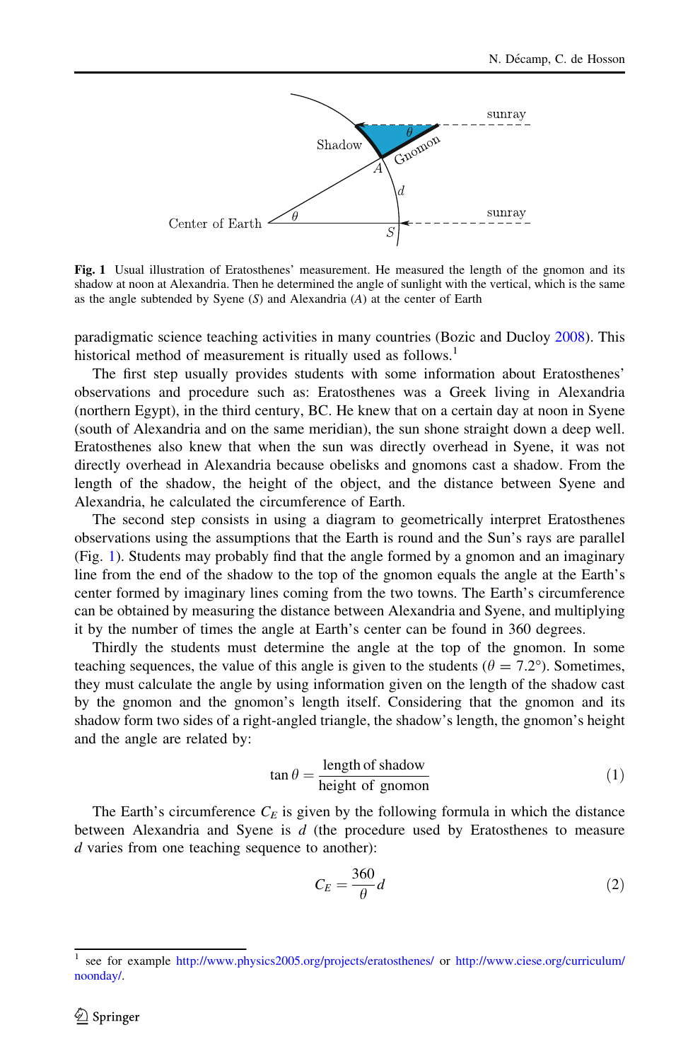**Fig. 1** Usual illustration of Eratosthenes' measurement. He measured the length of the gnomon and its shadow at noon at Alexandria. Then he determined the angle of sunlight with the vertical, which is the same as the angle subtended by Syene ($S$) and Alexandria ($A$) at the center of Earth

paradigmatic science teaching activities in many countries (Bozic and Ducloy 2008). This historical method of measurement is ritually used as follows.[1]

The first step usually provides students with some information about Eratosthenes' observations and procedure such as: Eratosthenes was a Greek living in Alexandria (northern Egypt), in the third century, BC. He knew that on a certain day at noon in Syene (south of Alexandria and on the same meridian), the sun shone straight down a deep well. Eratosthenes also knew that when the sun was directly overhead in Syene, it was not directly overhead in Alexandria because obelisks and gnomons cast a shadow. From the length of the shadow, the height of the object, and the distance between Syene and Alexandria, he calculated the circumference of Earth.

The second step consists in using a diagram to geometrically interpret Eratosthenes observations using the assumptions that the Earth is round and the Sun's rays are parallel (Fig. 1). Students may probably find that the angle formed by a gnomon and an imaginary line from the end of the shadow to the top of the gnomon equals the angle at the Earth's center formed by imaginary lines coming from the two towns. The Earth's circumference can be obtained by measuring the distance between Alexandria and Syene, and multiplying it by the number of times the angle at Earth's center can be found in 360 degrees.

Thirdly the students must determine the angle at the top of the gnomon. In some teaching sequences, the value of this angle is given to the students ($\theta = 7.2°$). Sometimes, they must calculate the angle by using information given on the length of the shadow cast by the gnomon and the gnomon's length itself. Considering that the gnomon and its shadow form two sides of a right-angled triangle, the shadow's length, the gnomon's height and the angle are related by:

$$\tan\theta = \frac{\text{length of shadow}}{\text{height of gnomon}} \tag{1}$$

The Earth's circumference $C_E$ is given by the following formula in which the distance between Alexandria and Syene is $d$ (the procedure used by Eratosthenes to measure $d$ varies from one teaching sequence to another):

$$C_E = \frac{360}{\theta} d \tag{2}$$

[1] see for example http://www.physics2005.org/projects/eratosthenes/ or http://www.ciese.org/curriculum/noonday/.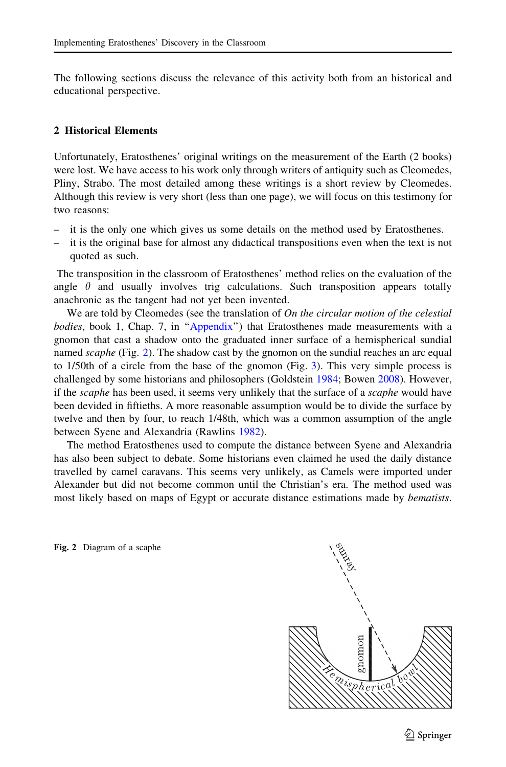The following sections discuss the relevance of this activity both from an historical and educational perspective.

## 2 Historical Elements

Unfortunately, Eratosthenes' original writings on the measurement of the Earth (2 books) were lost. We have access to his work only through writers of antiquity such as Cleomedes, Pliny, Strabo. The most detailed among these writings is a short review by Cleomedes. Although this review is very short (less than one page), we will focus on this testimony for two reasons:

- it is the only one which gives us some details on the method used by Eratosthenes.
- it is the original base for almost any didactical transpositions even when the text is not quoted as such.

The transposition in the classroom of Eratosthenes' method relies on the evaluation of the angle $\theta$ and usually involves trig calculations. Such transposition appears totally anachronic as the tangent had not yet been invented.

We are told by Cleomedes (see the translation of *On the circular motion of the celestial bodies*, book 1, Chap. 7, in "Appendix") that Eratosthenes made measurements with a gnomon that cast a shadow onto the graduated inner surface of a hemispherical sundial named *scaphe* (Fig. 2). The shadow cast by the gnomon on the sundial reaches an arc equal to 1/50th of a circle from the base of the gnomon (Fig. 3). This very simple process is challenged by some historians and philosophers (Goldstein 1984; Bowen 2008). However, if the *scaphe* has been used, it seems very unlikely that the surface of a *scaphe* would have been devided in fiftieths. A more reasonable assumption would be to divide the surface by twelve and then by four, to reach 1/48th, which was a common assumption of the angle between Syene and Alexandria (Rawlins 1982).

The method Eratosthenes used to compute the distance between Syene and Alexandria has also been subject to debate. Some historians even claimed he used the daily distance travelled by camel caravans. This seems very unlikely, as Camels were imported under Alexander but did not become common until the Christian's era. The method used was most likely based on maps of Egypt or accurate distance estimations made by *bematists*.

**Fig. 2** Diagram of a scaphe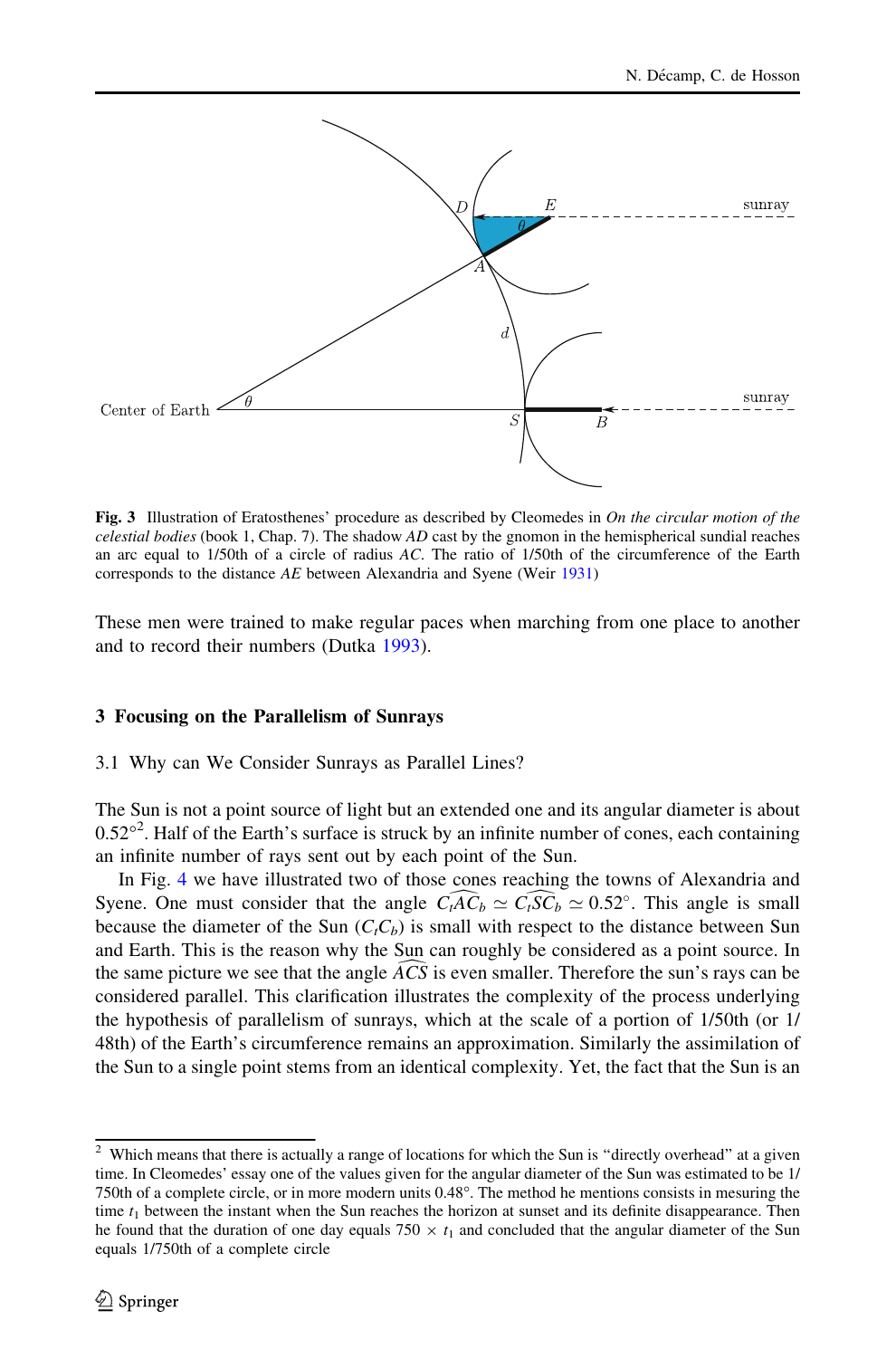**Fig. 3** Illustration of Eratosthenes' procedure as described by Cleomedes in *On the circular motion of the celestial bodies* (book 1, Chap. 7). The shadow *AD* cast by the gnomon in the hemispherical sundial reaches an arc equal to 1/50th of a circle of radius *AC*. The ratio of 1/50th of the circumference of the Earth corresponds to the distance *AE* between Alexandria and Syene (Weir 1931)

These men were trained to make regular paces when marching from one place to another and to record their numbers (Dutka 1993).

## 3 Focusing on the Parallelism of Sunrays

### 3.1 Why can We Consider Sunrays as Parallel Lines?

The Sun is not a point source of light but an extended one and its angular diameter is about $0.52°$[2]. Half of the Earth's surface is struck by an infinite number of cones, each containing an infinite number of rays sent out by each point of the Sun.

In Fig. 4 we have illustrated two of those cones reaching the towns of Alexandria and Syene. One must consider that the angle $\widehat{C_tAC_b} \simeq \widehat{C_tSC_b} \simeq 0.52°$. This angle is small because the diameter of the Sun ($C_tC_b$) is small with respect to the distance between Sun and Earth. This is the reason why the Sun can roughly be considered as a point source. In the same picture we see that the angle $\widehat{ACS}$ is even smaller. Therefore the sun's rays can be considered parallel. This clarification illustrates the complexity of the process underlying the hypothesis of parallelism of sunrays, which at the scale of a portion of 1/50th (or 1/48th) of the Earth's circumference remains an approximation. Similarly the assimilation of the Sun to a single point stems from an identical complexity. Yet, the fact that the Sun is an

---

[2] Which means that there is actually a range of locations for which the Sun is "directly overhead" at a given time. In Cleomedes' essay one of the values given for the angular diameter of the Sun was estimated to be 1/750th of a complete circle, or in more modern units 0.48°. The method he mentions consists in mesuring the time $t_1$ between the instant when the Sun reaches the horizon at sunset and its definite disappearance. Then he found that the duration of one day equals $750 \times t_1$ and concluded that the angular diameter of the Sun equals 1/750th of a complete circle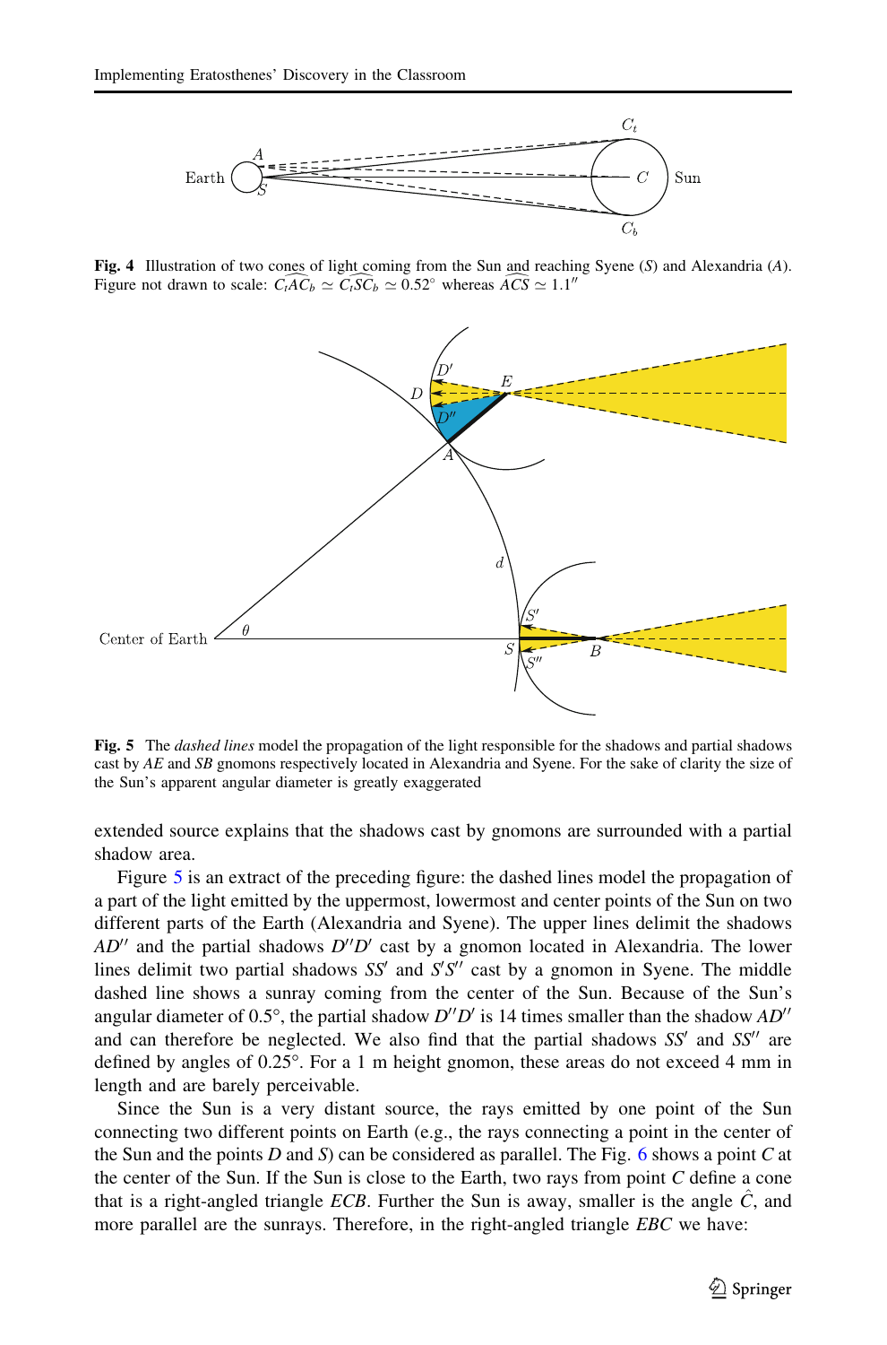**Fig. 4** Illustration of two cones of light coming from the Sun and reaching Syene ($S$) and Alexandria ($A$). Figure not drawn to scale: $\widehat{C_tAC_b} \simeq \widehat{C_tSC_b} \simeq 0.52°$ whereas $\widehat{ACS} \simeq 1.1''$

**Fig. 5** The *dashed lines* model the propagation of the light responsible for the shadows and partial shadows cast by $AE$ and $SB$ gnomons respectively located in Alexandria and Syene. For the sake of clarity the size of the Sun's apparent angular diameter is greatly exaggerated

extended source explains that the shadows cast by gnomons are surrounded with a partial shadow area.

Figure 5 is an extract of the preceding figure: the dashed lines model the propagation of a part of the light emitted by the uppermost, lowermost and center points of the Sun on two different parts of the Earth (Alexandria and Syene). The upper lines delimit the shadows $AD''$ and the partial shadows $D''D'$ cast by a gnomon located in Alexandria. The lower lines delimit two partial shadows $SS'$ and $S'S''$ cast by a gnomon in Syene. The middle dashed line shows a sunray coming from the center of the Sun. Because of the Sun's angular diameter of 0.5°, the partial shadow $D''D'$ is 14 times smaller than the shadow $AD''$ and can therefore be neglected. We also find that the partial shadows $SS'$ and $SS''$ are defined by angles of 0.25°. For a 1 m height gnomon, these areas do not exceed 4 mm in length and are barely perceivable.

Since the Sun is a very distant source, the rays emitted by one point of the Sun connecting two different points on Earth (e.g., the rays connecting a point in the center of the Sun and the points $D$ and $S$) can be considered as parallel. The Fig. 6 shows a point $C$ at the center of the Sun. If the Sun is close to the Earth, two rays from point $C$ define a cone that is a right-angled triangle $ECB$. Further the Sun is away, smaller is the angle $\hat{C}$, and more parallel are the sunrays. Therefore, in the right-angled triangle $EBC$ we have: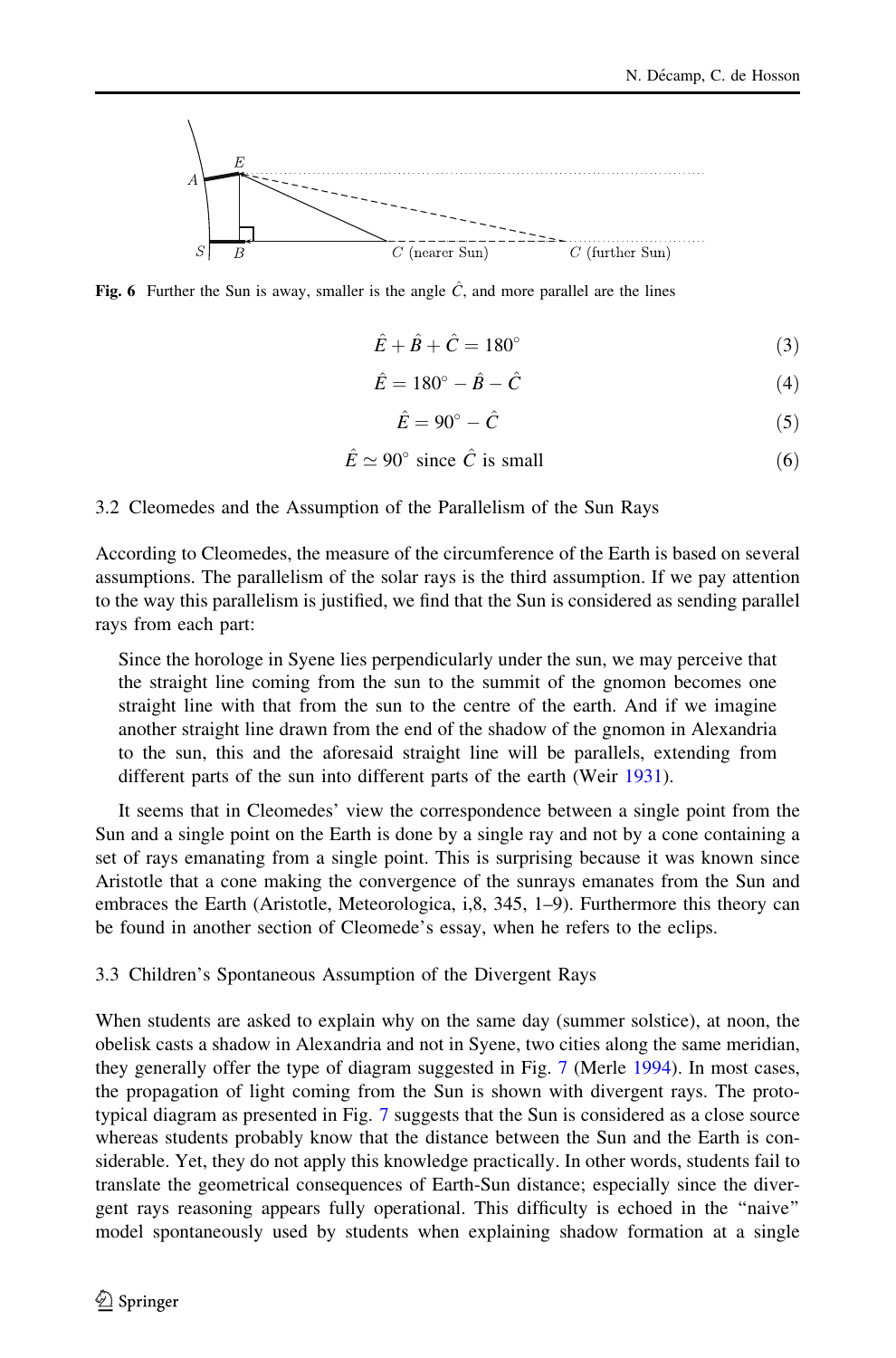**Fig. 6** Further the Sun is away, smaller is the angle $\hat{C}$, and more parallel are the lines

$$\hat{E} + \hat{B} + \hat{C} = 180^\circ \quad (3)$$

$$\hat{E} = 180^\circ - \hat{B} - \hat{C} \quad (4)$$

$$\hat{E} = 90^\circ - \hat{C} \quad (5)$$

$$\hat{E} \simeq 90^\circ \text{ since } \hat{C} \text{ is small} \quad (6)$$

### 3.2 Cleomedes and the Assumption of the Parallelism of the Sun Rays

According to Cleomedes, the measure of the circumference of the Earth is based on several assumptions. The parallelism of the solar rays is the third assumption. If we pay attention to the way this parallelism is justified, we find that the Sun is considered as sending parallel rays from each part:

> Since the horologe in Syene lies perpendicularly under the sun, we may perceive that the straight line coming from the sun to the summit of the gnomon becomes one straight line with that from the sun to the centre of the earth. And if we imagine another straight line drawn from the end of the shadow of the gnomon in Alexandria to the sun, this and the aforesaid straight line will be parallels, extending from different parts of the sun into different parts of the earth (Weir 1931).

It seems that in Cleomedes' view the correspondence between a single point from the Sun and a single point on the Earth is done by a single ray and not by a cone containing a set of rays emanating from a single point. This is surprising because it was known since Aristotle that a cone making the convergence of the sunrays emanates from the Sun and embraces the Earth (Aristotle, Meteorologica, i,8, 345, 1–9). Furthermore this theory can be found in another section of Cleomede's essay, when he refers to the eclips.

### 3.3 Children's Spontaneous Assumption of the Divergent Rays

When students are asked to explain why on the same day (summer solstice), at noon, the obelisk casts a shadow in Alexandria and not in Syene, two cities along the same meridian, they generally offer the type of diagram suggested in Fig. 7 (Merle 1994). In most cases, the propagation of light coming from the Sun is shown with divergent rays. The prototypical diagram as presented in Fig. 7 suggests that the Sun is considered as a close source whereas students probably know that the distance between the Sun and the Earth is considerable. Yet, they do not apply this knowledge practically. In other words, students fail to translate the geometrical consequences of Earth-Sun distance; especially since the divergent rays reasoning appears fully operational. This difficulty is echoed in the "naive" model spontaneously used by students when explaining shadow formation at a single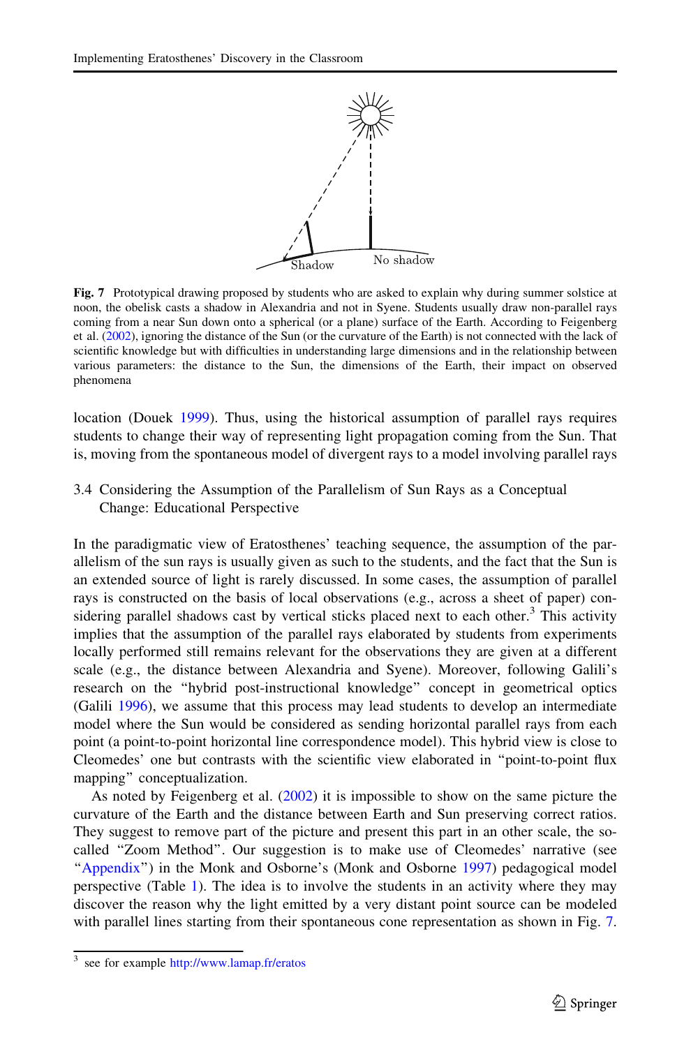Shadow

No shadow

**Fig. 7** Prototypical drawing proposed by students who are asked to explain why during summer solstice at noon, the obelisk casts a shadow in Alexandria and not in Syene. Students usually draw non-parallel rays coming from a near Sun down onto a spherical (or a plane) surface of the Earth. According to Feigenberg et al. (2002), ignoring the distance of the Sun (or the curvature of the Earth) is not connected with the lack of scientific knowledge but with difficulties in understanding large dimensions and in the relationship between various parameters: the distance to the Sun, the dimensions of the Earth, their impact on observed phenomena

location (Douek 1999). Thus, using the historical assumption of parallel rays requires students to change their way of representing light propagation coming from the Sun. That is, moving from the spontaneous model of divergent rays to a model involving parallel rays

### 3.4 Considering the Assumption of the Parallelism of Sun Rays as a Conceptual Change: Educational Perspective

In the paradigmatic view of Eratosthenes' teaching sequence, the assumption of the parallelism of the sun rays is usually given as such to the students, and the fact that the Sun is an extended source of light is rarely discussed. In some cases, the assumption of parallel rays is constructed on the basis of local observations (e.g., across a sheet of paper) considering parallel shadows cast by vertical sticks placed next to each other.[3] This activity implies that the assumption of the parallel rays elaborated by students from experiments locally performed still remains relevant for the observations they are given at a different scale (e.g., the distance between Alexandria and Syene). Moreover, following Galili's research on the "hybrid post-instructional knowledge" concept in geometrical optics (Galili 1996), we assume that this process may lead students to develop an intermediate model where the Sun would be considered as sending horizontal parallel rays from each point (a point-to-point horizontal line correspondence model). This hybrid view is close to Cleomedes' one but contrasts with the scientific view elaborated in "point-to-point flux mapping" conceptualization.

As noted by Feigenberg et al. (2002) it is impossible to show on the same picture the curvature of the Earth and the distance between Earth and Sun preserving correct ratios. They suggest to remove part of the picture and present this part in an other scale, the so-called "Zoom Method". Our suggestion is to make use of Cleomedes' narrative (see "Appendix") in the Monk and Osborne's (Monk and Osborne 1997) pedagogical model perspective (Table 1). The idea is to involve the students in an activity where they may discover the reason why the light emitted by a very distant point source can be modeled with parallel lines starting from their spontaneous cone representation as shown in Fig. 7.

[3] see for example http://www.lamap.fr/eratos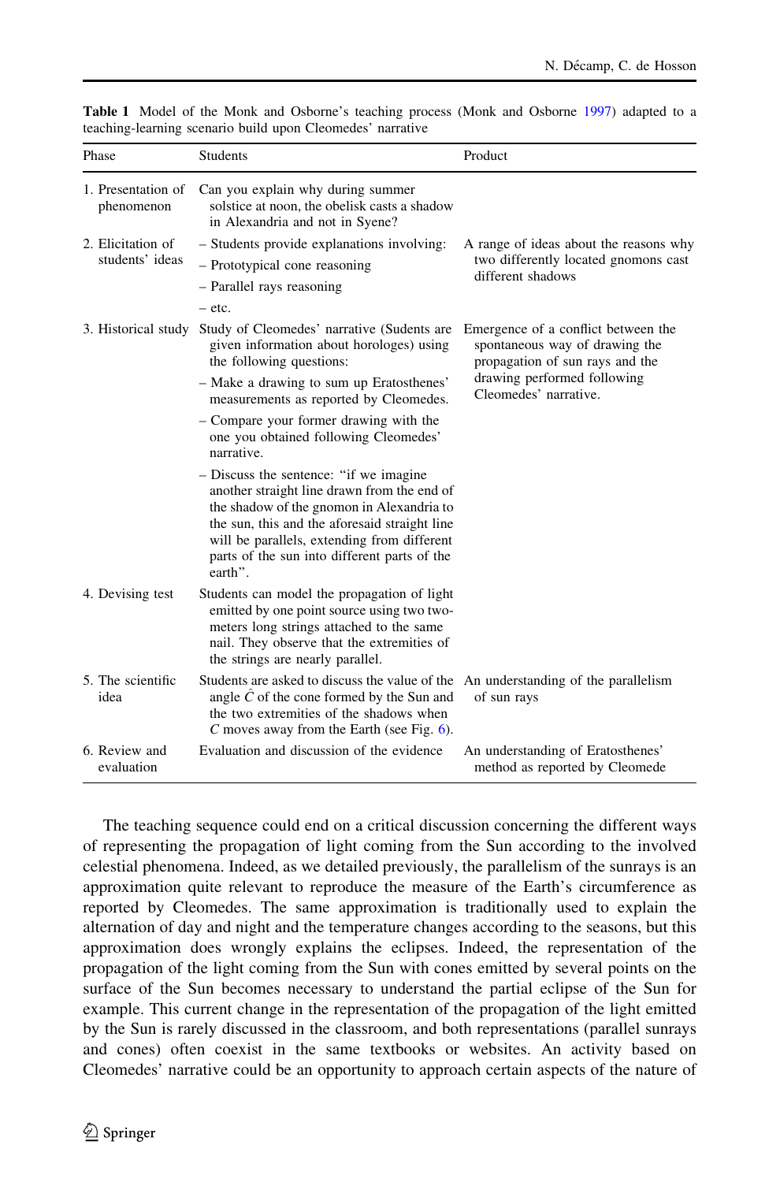**Table 1** Model of the Monk and Osborne's teaching process (Monk and Osborne 1997) adapted to a teaching-learning scenario build upon Cleomedes' narrative

| Phase | Students | Product |
|---|---|---|
| 1. Presentation of phenomenon | Can you explain why during summer solstice at noon, the obelisk casts a shadow in Alexandria and not in Syene? | |
| 2. Elicitation of students' ideas | – Students provide explanations involving:<br>– Prototypical cone reasoning<br>– Parallel rays reasoning<br>– etc. | A range of ideas about the reasons why two differently located gnomons cast different shadows |
| 3. Historical study | Study of Cleomedes' narrative (Sudents are given information about horologes) using the following questions:<br>– Make a drawing to sum up Eratosthenes' measurements as reported by Cleomedes.<br>– Compare your former drawing with the one you obtained following Cleomedes' narrative.<br>– Discuss the sentence: "if we imagine another straight line drawn from the end of the shadow of the gnomon in Alexandria to the sun, this and the aforesaid straight line will be parallels, extending from different parts of the sun into different parts of the earth". | Emergence of a conflict between the spontaneous way of drawing the propagation of sun rays and the drawing performed following Cleomedes' narrative. |
| 4. Devising test | Students can model the propagation of light emitted by one point source using two two-meters long strings attached to the same nail. They observe that the extremities of the strings are nearly parallel. | |
| 5. The scientific idea | Students are asked to discuss the value of the angle $\hat{C}$ of the cone formed by the Sun and the two extremities of the shadows when $C$ moves away from the Earth (see Fig. 6). | An understanding of the parallelism of sun rays |
| 6. Review and evaluation | Evaluation and discussion of the evidence | An understanding of Eratosthenes' method as reported by Cleomede |

The teaching sequence could end on a critical discussion concerning the different ways of representing the propagation of light coming from the Sun according to the involved celestial phenomena. Indeed, as we detailed previously, the parallelism of the sunrays is an approximation quite relevant to reproduce the measure of the Earth's circumference as reported by Cleomedes. The same approximation is traditionally used to explain the alternation of day and night and the temperature changes according to the seasons, but this approximation does wrongly explains the eclipses. Indeed, the representation of the propagation of the light coming from the Sun with cones emitted by several points on the surface of the Sun becomes necessary to understand the partial eclipse of the Sun for example. This current change in the representation of the propagation of the light emitted by the Sun is rarely discussed in the classroom, and both representations (parallel sunrays and cones) often coexist in the same textbooks or websites. An activity based on Cleomedes' narrative could be an opportunity to approach certain aspects of the nature of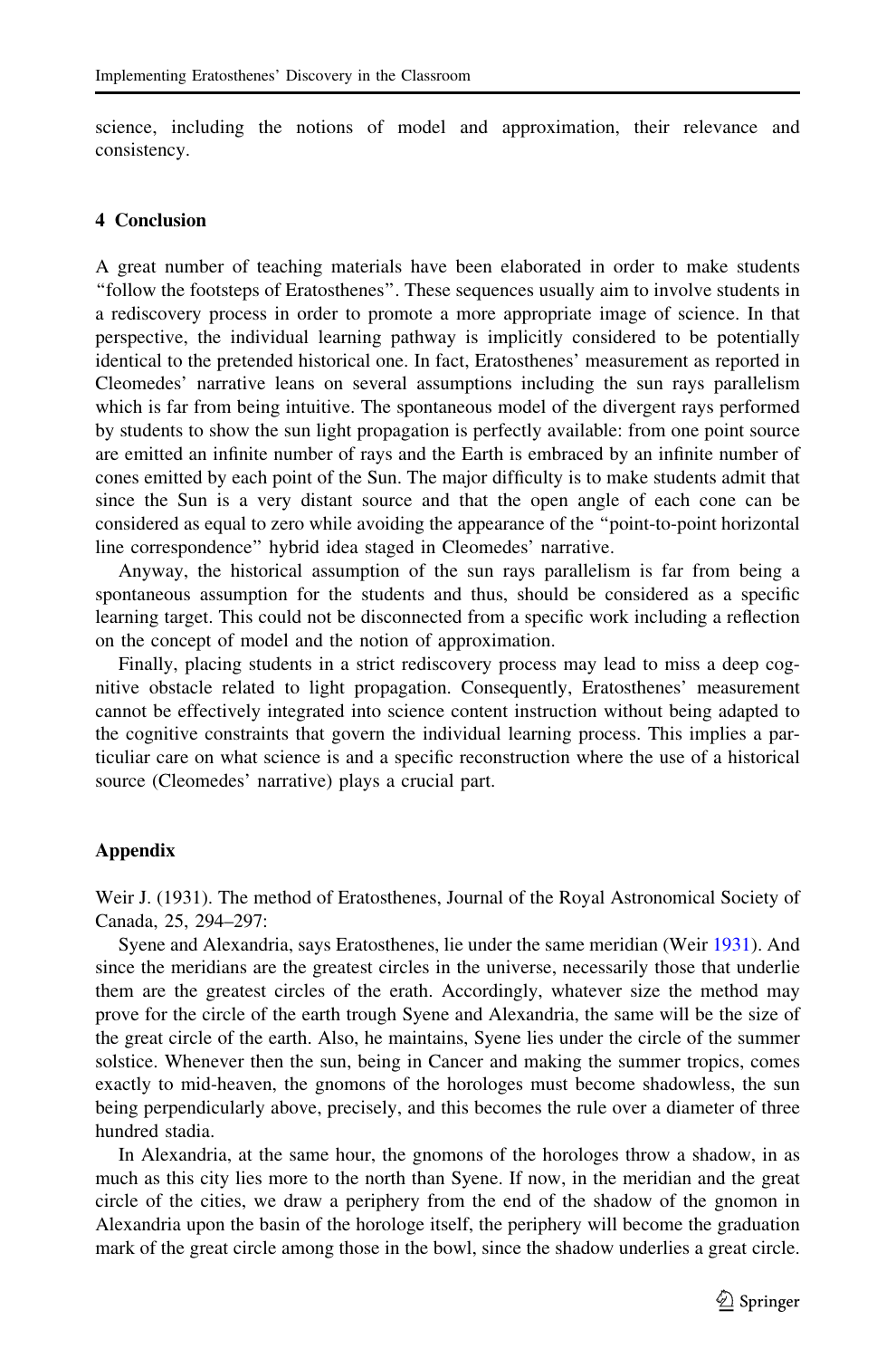science, including the notions of model and approximation, their relevance and consistency.

## 4 Conclusion

A great number of teaching materials have been elaborated in order to make students "follow the footsteps of Eratosthenes". These sequences usually aim to involve students in a rediscovery process in order to promote a more appropriate image of science. In that perspective, the individual learning pathway is implicitly considered to be potentially identical to the pretended historical one. In fact, Eratosthenes' measurement as reported in Cleomedes' narrative leans on several assumptions including the sun rays parallelism which is far from being intuitive. The spontaneous model of the divergent rays performed by students to show the sun light propagation is perfectly available: from one point source are emitted an infinite number of rays and the Earth is embraced by an infinite number of cones emitted by each point of the Sun. The major difficulty is to make students admit that since the Sun is a very distant source and that the open angle of each cone can be considered as equal to zero while avoiding the appearance of the "point-to-point horizontal line correspondence" hybrid idea staged in Cleomedes' narrative.

Anyway, the historical assumption of the sun rays parallelism is far from being a spontaneous assumption for the students and thus, should be considered as a specific learning target. This could not be disconnected from a specific work including a reflection on the concept of model and the notion of approximation.

Finally, placing students in a strict rediscovery process may lead to miss a deep cognitive obstacle related to light propagation. Consequently, Eratosthenes' measurement cannot be effectively integrated into science content instruction without being adapted to the cognitive constraints that govern the individual learning process. This implies a particuliar care on what science is and a specific reconstruction where the use of a historical source (Cleomedes' narrative) plays a crucial part.

## Appendix

Weir J. (1931). The method of Eratosthenes, Journal of the Royal Astronomical Society of Canada, 25, 294–297:

Syene and Alexandria, says Eratosthenes, lie under the same meridian (Weir 1931). And since the meridians are the greatest circles in the universe, necessarily those that underlie them are the greatest circles of the erath. Accordingly, whatever size the method may prove for the circle of the earth trough Syene and Alexandria, the same will be the size of the great circle of the earth. Also, he maintains, Syene lies under the circle of the summer solstice. Whenever then the sun, being in Cancer and making the summer tropics, comes exactly to mid-heaven, the gnomons of the horologes must become shadowless, the sun being perpendicularly above, precisely, and this becomes the rule over a diameter of three hundred stadia.

In Alexandria, at the same hour, the gnomons of the horologes throw a shadow, in as much as this city lies more to the north than Syene. If now, in the meridian and the great circle of the cities, we draw a periphery from the end of the shadow of the gnomon in Alexandria upon the basin of the horologe itself, the periphery will become the graduation mark of the great circle among those in the bowl, since the shadow underlies a great circle.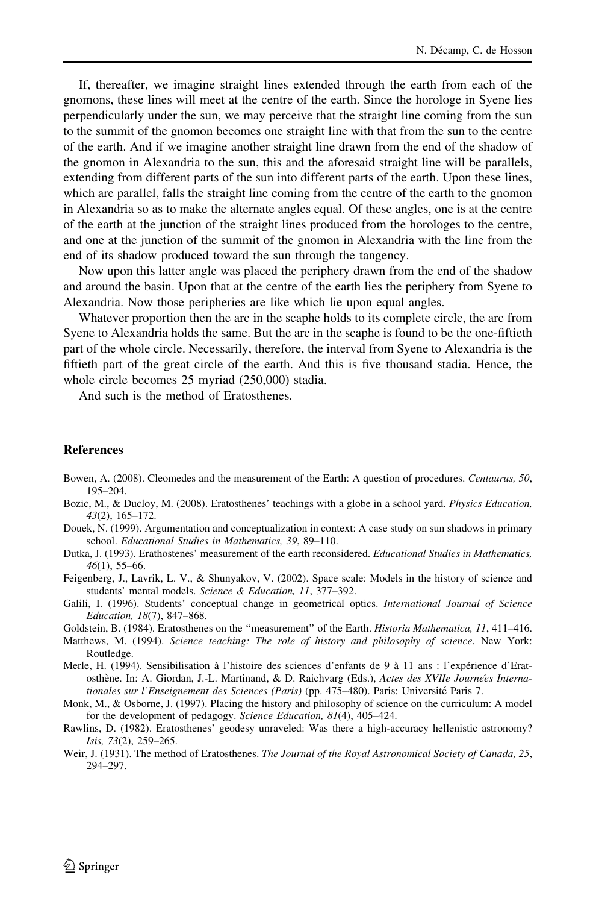If, thereafter, we imagine straight lines extended through the earth from each of the gnomons, these lines will meet at the centre of the earth. Since the horologe in Syene lies perpendicularly under the sun, we may perceive that the straight line coming from the sun to the summit of the gnomon becomes one straight line with that from the sun to the centre of the earth. And if we imagine another straight line drawn from the end of the shadow of the gnomon in Alexandria to the sun, this and the aforesaid straight line will be parallels, extending from different parts of the sun into different parts of the earth. Upon these lines, which are parallel, falls the straight line coming from the centre of the earth to the gnomon in Alexandria so as to make the alternate angles equal. Of these angles, one is at the centre of the earth at the junction of the straight lines produced from the horologes to the centre, and one at the junction of the summit of the gnomon in Alexandria with the line from the end of its shadow produced toward the sun through the tangency.

Now upon this latter angle was placed the periphery drawn from the end of the shadow and around the basin. Upon that at the centre of the earth lies the periphery from Syene to Alexandria. Now those peripheries are like which lie upon equal angles.

Whatever proportion then the arc in the scaphe holds to its complete circle, the arc from Syene to Alexandria holds the same. But the arc in the scaphe is found to be the one-fiftieth part of the whole circle. Necessarily, therefore, the interval from Syene to Alexandria is the fiftieth part of the great circle of the earth. And this is five thousand stadia. Hence, the whole circle becomes 25 myriad (250,000) stadia.

And such is the method of Eratosthenes.

## References

Bowen, A. (2008). Cleomedes and the measurement of the Earth: A question of procedures. *Centaurus, 50*, 195–204.

Bozic, M., & Ducloy, M. (2008). Eratosthenes' teachings with a globe in a school yard. *Physics Education, 43*(2), 165–172.

Douek, N. (1999). Argumentation and conceptualization in context: A case study on sun shadows in primary school. *Educational Studies in Mathematics, 39*, 89–110.

Dutka, J. (1993). Erathostenes' measurement of the earth reconsidered. *Educational Studies in Mathematics, 46*(1), 55–66.

Feigenberg, J., Lavrik, L. V., & Shunyakov, V. (2002). Space scale: Models in the history of science and students' mental models. *Science & Education, 11*, 377–392.

Galili, I. (1996). Students' conceptual change in geometrical optics. *International Journal of Science Education, 18*(7), 847–868.

Goldstein, B. (1984). Eratosthenes on the "measurement" of the Earth. *Historia Mathematica, 11*, 411–416.

Matthews, M. (1994). *Science teaching: The role of history and philosophy of science*. New York: Routledge.

Merle, H. (1994). Sensibilisation à l'histoire des sciences d'enfants de 9 à 11 ans : l'expérience d'Eratosthène. In: A. Giordan, J.-L. Martinand, & D. Raichvarg (Eds.), *Actes des XVIIe Journées Internationales sur l'Enseignement des Sciences (Paris)* (pp. 475–480). Paris: Université Paris 7.

Monk, M., & Osborne, J. (1997). Placing the history and philosophy of science on the curriculum: A model for the development of pedagogy. *Science Education, 81*(4), 405–424.

Rawlins, D. (1982). Eratosthenes' geodesy unraveled: Was there a high-accuracy hellenistic astronomy? *Isis, 73*(2), 259–265.

Weir, J. (1931). The method of Eratosthenes. *The Journal of the Royal Astronomical Society of Canada, 25*, 294–297.